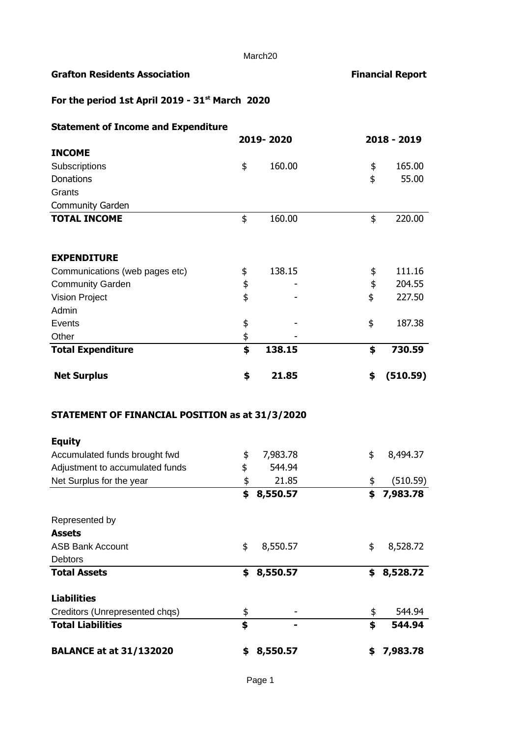March20

**Grafton Residents Association** **Financial Report**

**For the period 1st April 2019 - 31st March 2020**

**Statement of Income and Expenditure**

| | 2019- 2020 | 2018 - 2019 |
|---|---|---|
| **INCOME** | | |
| Subscriptions | $ 160.00 | $ 165.00 |
| Donations | | $ 55.00 |
| Grants | | |
| Community Garden | | |
| **TOTAL INCOME** | $ 160.00 | $ 220.00 |
| | | |
| **EXPENDITURE** | | |
| Communications (web pages etc) | $ 138.15 | $ 111.16 |
| Community Garden | $ - | $ 204.55 |
| Vision Project | $ - | $ 227.50 |
| Admin | | |
| Events | $ - | $ 187.38 |
| Other | $ - | |
| **Total Expenditure** | **$ 138.15** | **$ 730.59** |
| | | |
| **Net Surplus** | **$ 21.85** | **$ (510.59)** |

**STATEMENT OF FINANCIAL POSITION as at 31/3/2020**

| | | |
|---|---|---|
| **Equity** | | |
| Accumulated funds brought fwd | $ 7,983.78 | $ 8,494.37 |
| Adjustment to accumulated funds | $ 544.94 | |
| Net Surplus for the year | $ 21.85 | $ (510.59) |
| | **$ 8,550.57** | **$ 7,983.78** |
| | | |
| Represented by | | |
| **Assets** | | |
| ASB Bank Account | $ 8,550.57 | $ 8,528.72 |
| Debtors | | |
| **Total Assets** | **$ 8,550.57** | **$ 8,528.72** |
| | | |
| **Liabilities** | | |
| Creditors (Unrepresented chqs) | $ - | $ 544.94 |
| **Total Liabilities** | **$ -** | **$ 544.94** |
| | | |
| **BALANCE at at 31/132020** | **$ 8,550.57** | **$ 7,983.78** |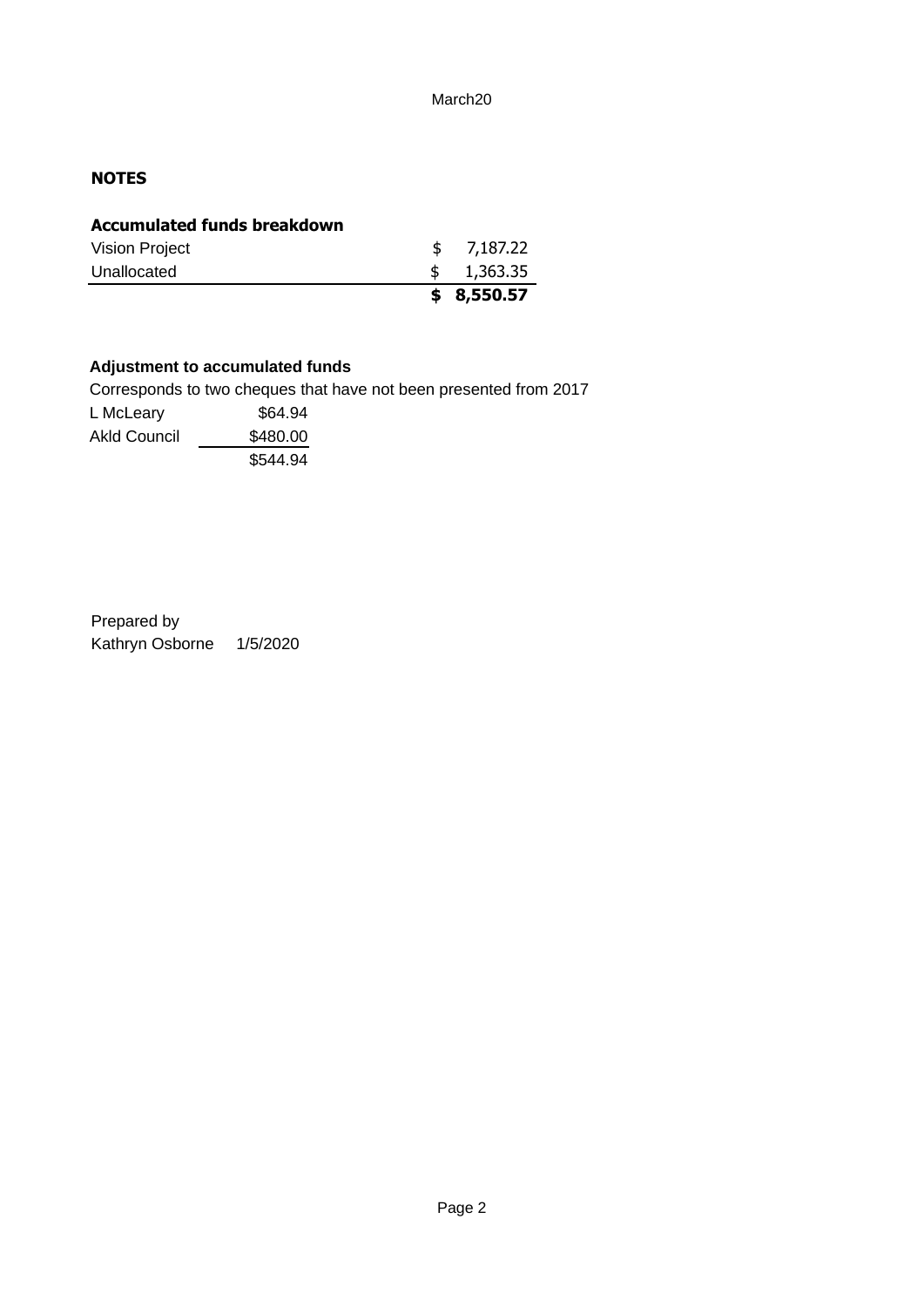March20

## NOTES

### Accumulated funds breakdown

| | |
|---|---|
| Vision Project | $ 7,187.22 |
| Unallocated | $ 1,363.35 |
| | **$ 8,550.57** |

### Adjustment to accumulated funds

Corresponds to two cheques that have not been presented from 2017

| | |
|---|---|
| L McLeary | $64.94 |
| Akld Council | $480.00 |
| | $544.94 |

Prepared by
Kathryn Osborne 1/5/2020